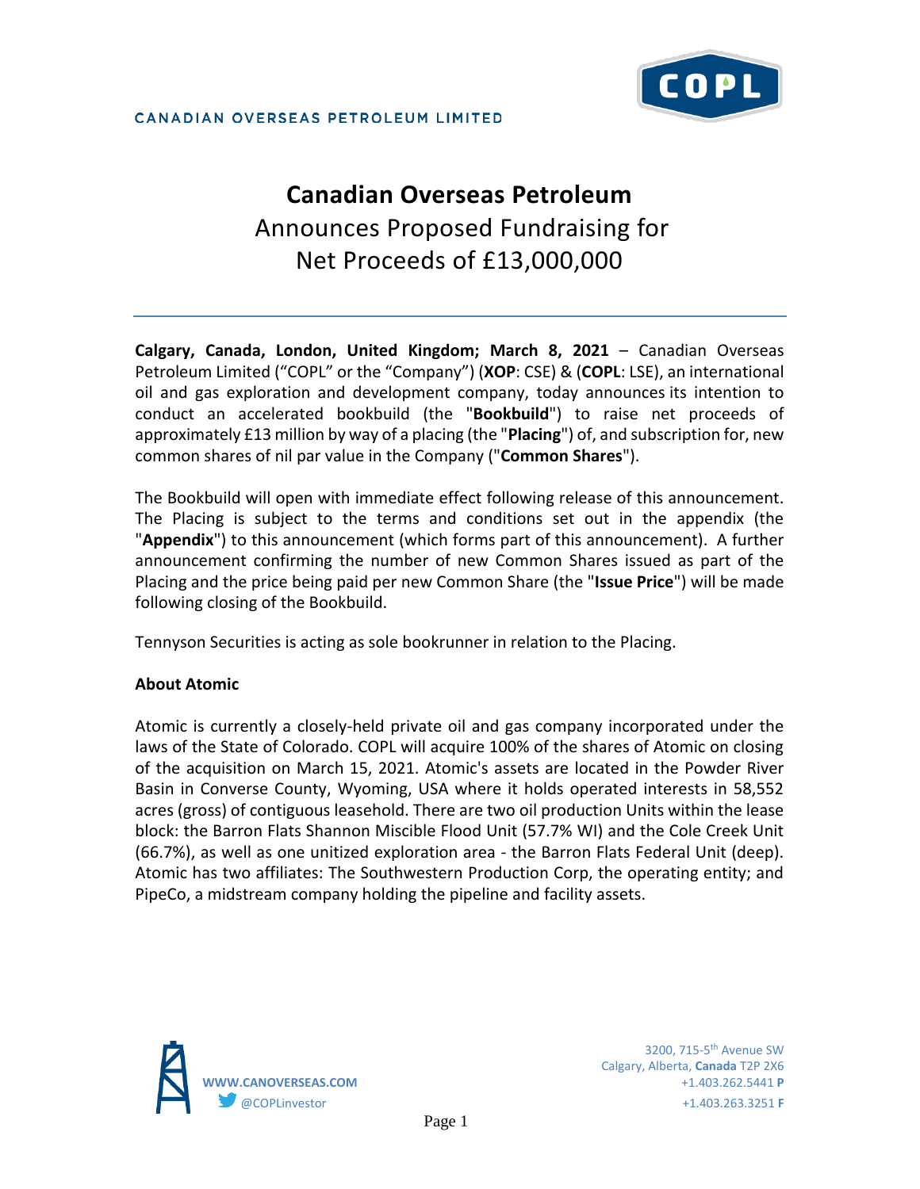CANADIAN OVERSEAS PETROLEUM LIMITED

# Canadian Overseas Petroleum

Announces Proposed Fundraising for Net Proceeds of £13,000,000

**Calgary, Canada, London, United Kingdom; March 8, 2021** – Canadian Overseas Petroleum Limited ("COPL" or the "Company") (**XOP**: CSE) & (**COPL**: LSE), an international oil and gas exploration and development company, today announces its intention to conduct an accelerated bookbuild (the "**Bookbuild**") to raise net proceeds of approximately £13 million by way of a placing (the "**Placing**") of, and subscription for, new common shares of nil par value in the Company ("**Common Shares**").

The Bookbuild will open with immediate effect following release of this announcement. The Placing is subject to the terms and conditions set out in the appendix (the "**Appendix**") to this announcement (which forms part of this announcement). A further announcement confirming the number of new Common Shares issued as part of the Placing and the price being paid per new Common Share (the "**Issue Price**") will be made following closing of the Bookbuild.

Tennyson Securities is acting as sole bookrunner in relation to the Placing.

**About Atomic**

Atomic is currently a closely-held private oil and gas company incorporated under the laws of the State of Colorado. COPL will acquire 100% of the shares of Atomic on closing of the acquisition on March 15, 2021. Atomic's assets are located in the Powder River Basin in Converse County, Wyoming, USA where it holds operated interests in 58,552 acres (gross) of contiguous leasehold. There are two oil production Units within the lease block: the Barron Flats Shannon Miscible Flood Unit (57.7% WI) and the Cole Creek Unit (66.7%), as well as one unitized exploration area - the Barron Flats Federal Unit (deep). Atomic has two affiliates: The Southwestern Production Corp, the operating entity; and PipeCo, a midstream company holding the pipeline and facility assets.

WWW.CANOVERSEAS.COM
@COPLinvestor

3200, 715-5th Avenue SW
Calgary, Alberta, **Canada** T2P 2X6
+1.403.262.5441 **P**
+1.403.263.3251 **F**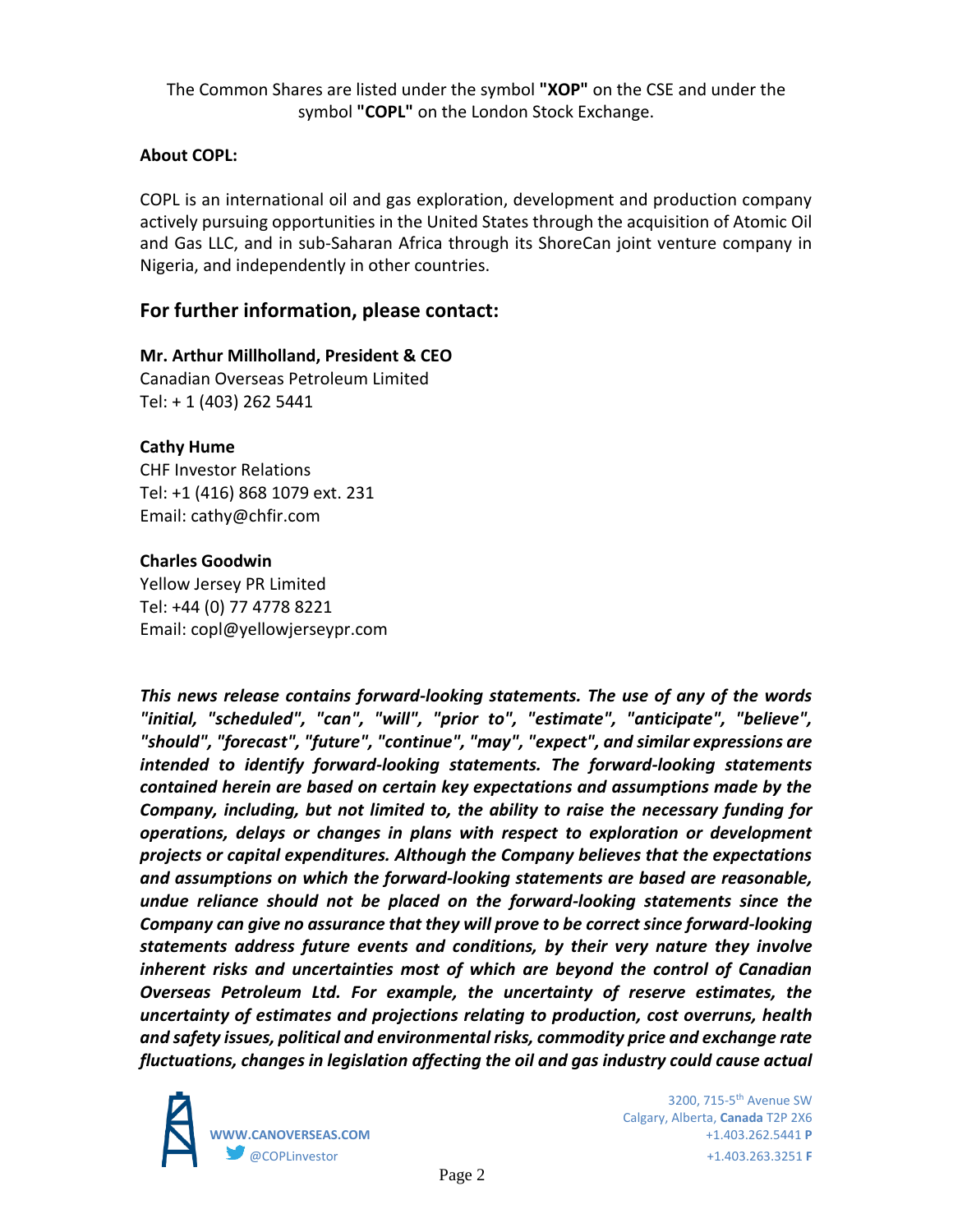The Common Shares are listed under the symbol **"XOP"** on the CSE and under the symbol **"COPL"** on the London Stock Exchange.

**About COPL:**

COPL is an international oil and gas exploration, development and production company actively pursuing opportunities in the United States through the acquisition of Atomic Oil and Gas LLC, and in sub-Saharan Africa through its ShoreCan joint venture company in Nigeria, and independently in other countries.

## For further information, please contact:

**Mr. Arthur Millholland, President & CEO**
Canadian Overseas Petroleum Limited
Tel: + 1 (403) 262 5441

**Cathy Hume**
CHF Investor Relations
Tel: +1 (416) 868 1079 ext. 231
Email: cathy@chfir.com

**Charles Goodwin**
Yellow Jersey PR Limited
Tel: +44 (0) 77 4778 8221
Email: copl@yellowjerseypr.com

***This news release contains forward-looking statements. The use of any of the words "initial, "scheduled", "can", "will", "prior to", "estimate", "anticipate", "believe", "should", "forecast", "future", "continue", "may", "expect", and similar expressions are intended to identify forward-looking statements. The forward-looking statements contained herein are based on certain key expectations and assumptions made by the Company, including, but not limited to, the ability to raise the necessary funding for operations, delays or changes in plans with respect to exploration or development projects or capital expenditures. Although the Company believes that the expectations and assumptions on which the forward-looking statements are based are reasonable, undue reliance should not be placed on the forward-looking statements since the Company can give no assurance that they will prove to be correct since forward-looking statements address future events and conditions, by their very nature they involve inherent risks and uncertainties most of which are beyond the control of Canadian Overseas Petroleum Ltd. For example, the uncertainty of reserve estimates, the uncertainty of estimates and projections relating to production, cost overruns, health and safety issues, political and environmental risks, commodity price and exchange rate fluctuations, changes in legislation affecting the oil and gas industry could cause actual***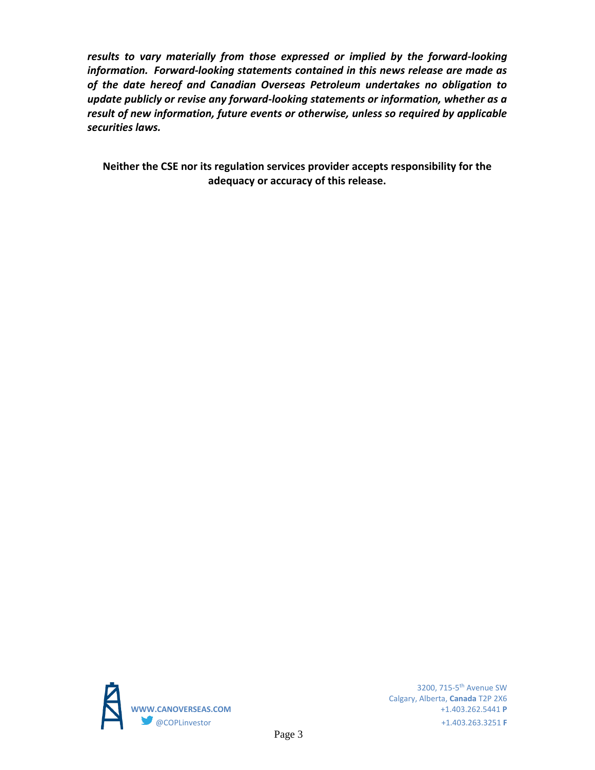***results to vary materially from those expressed or implied by the forward-looking information. Forward-looking statements contained in this news release are made as of the date hereof and Canadian Overseas Petroleum undertakes no obligation to update publicly or revise any forward-looking statements or information, whether as a result of new information, future events or otherwise, unless so required by applicable securities laws.***

**Neither the CSE nor its regulation services provider accepts responsibility for the adequacy or accuracy of this release.**